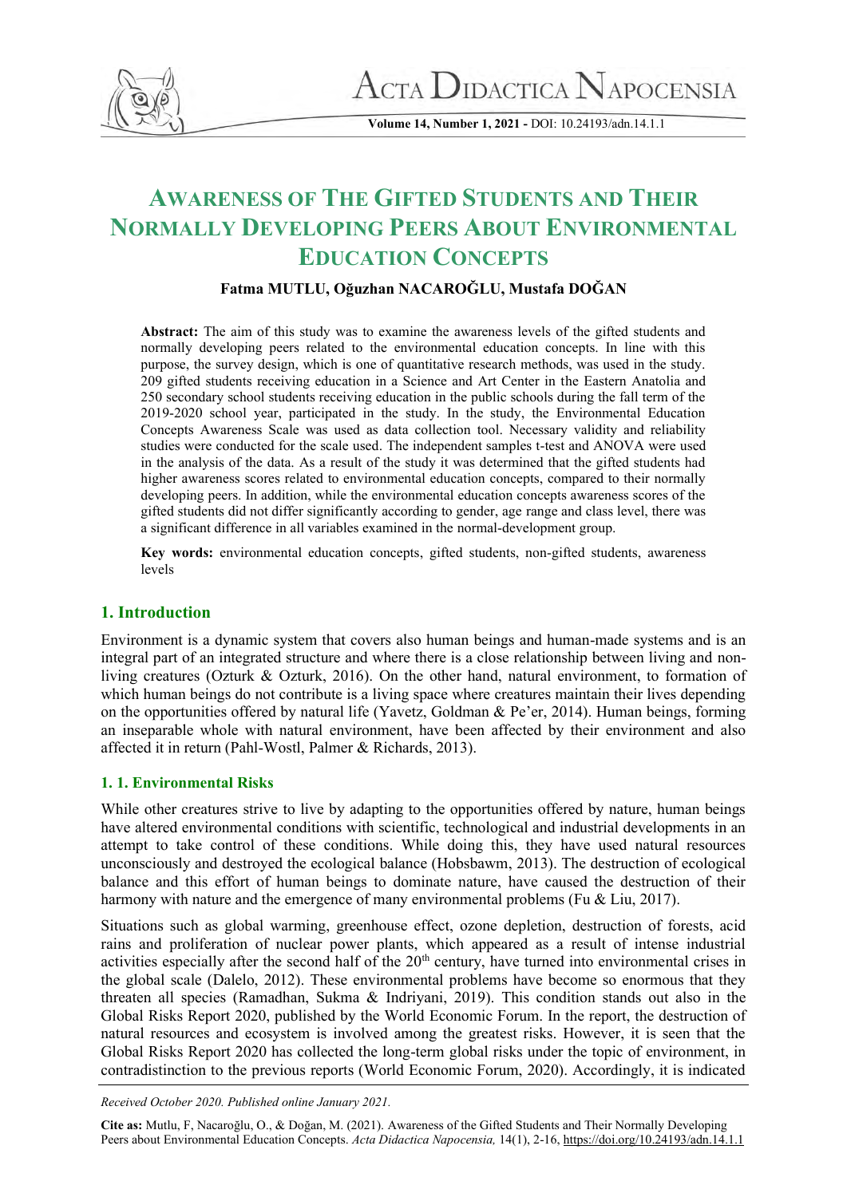# AWARENESS OF THE GIFTED STUDENTS AND THEIR NORMALLY DEVELOPING PEERS ABOUT ENVIRONMENTAL EDUCATION CONCEPTS

**Fatma MUTLU, Oğuzhan NACAROĞLU, Mustafa DOĞAN**

**Abstract:** The aim of this study was to examine the awareness levels of the gifted students and normally developing peers related to the environmental education concepts. In line with this purpose, the survey design, which is one of quantitative research methods, was used in the study. 209 gifted students receiving education in a Science and Art Center in the Eastern Anatolia and 250 secondary school students receiving education in the public schools during the fall term of the 2019-2020 school year, participated in the study. In the study, the Environmental Education Concepts Awareness Scale was used as data collection tool. Necessary validity and reliability studies were conducted for the scale used. The independent samples t-test and ANOVA were used in the analysis of the data. As a result of the study it was determined that the gifted students had higher awareness scores related to environmental education concepts, compared to their normally developing peers. In addition, while the environmental education concepts awareness scores of the gifted students did not differ significantly according to gender, age range and class level, there was a significant difference in all variables examined in the normal-development group.

**Key words:** environmental education concepts, gifted students, non-gifted students, awareness levels

## 1. Introduction

Environment is a dynamic system that covers also human beings and human-made systems and is an integral part of an integrated structure and where there is a close relationship between living and non-living creatures (Ozturk & Ozturk, 2016). On the other hand, natural environment, to formation of which human beings do not contribute is a living space where creatures maintain their lives depending on the opportunities offered by natural life (Yavetz, Goldman & Pe'er, 2014). Human beings, forming an inseparable whole with natural environment, have been affected by their environment and also affected it in return (Pahl-Wostl, Palmer & Richards, 2013).

### 1. 1. Environmental Risks

While other creatures strive to live by adapting to the opportunities offered by nature, human beings have altered environmental conditions with scientific, technological and industrial developments in an attempt to take control of these conditions. While doing this, they have used natural resources unconsciously and destroyed the ecological balance (Hobsbawm, 2013). The destruction of ecological balance and this effort of human beings to dominate nature, have caused the destruction of their harmony with nature and the emergence of many environmental problems (Fu & Liu, 2017).

Situations such as global warming, greenhouse effect, ozone depletion, destruction of forests, acid rains and proliferation of nuclear power plants, which appeared as a result of intense industrial activities especially after the second half of the 20th century, have turned into environmental crises in the global scale (Dalelo, 2012). These environmental problems have become so enormous that they threaten all species (Ramadhan, Sukma & Indriyani, 2019). This condition stands out also in the Global Risks Report 2020, published by the World Economic Forum. In the report, the destruction of natural resources and ecosystem is involved among the greatest risks. However, it is seen that the Global Risks Report 2020 has collected the long-term global risks under the topic of environment, in contradistinction to the previous reports (World Economic Forum, 2020). Accordingly, it is indicated

*Received October 2020. Published online January 2021.*

**Cite as:** Mutlu, F, Nacaroğlu, O., & Doğan, M. (2021). Awareness of the Gifted Students and Their Normally Developing Peers about Environmental Education Concepts. *Acta Didactica Napocensia,* 14(1), 2-16, https://doi.org/10.24193/adn.14.1.1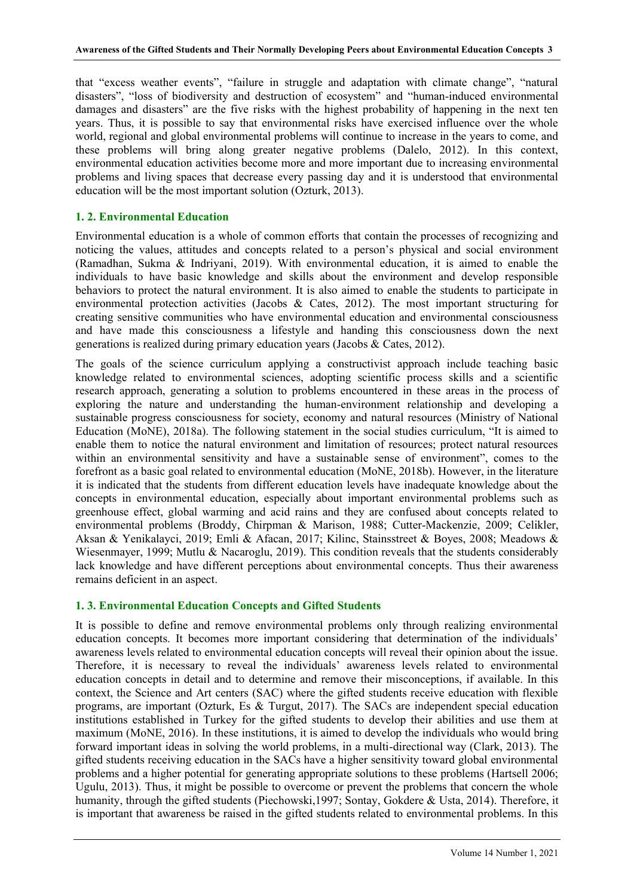that "excess weather events", "failure in struggle and adaptation with climate change", "natural disasters", "loss of biodiversity and destruction of ecosystem" and "human-induced environmental damages and disasters" are the five risks with the highest probability of happening in the next ten years. Thus, it is possible to say that environmental risks have exercised influence over the whole world, regional and global environmental problems will continue to increase in the years to come, and these problems will bring along greater negative problems (Dalelo, 2012). In this context, environmental education activities become more and more important due to increasing environmental problems and living spaces that decrease every passing day and it is understood that environmental education will be the most important solution (Ozturk, 2013).

### 1. 2. Environmental Education

Environmental education is a whole of common efforts that contain the processes of recognizing and noticing the values, attitudes and concepts related to a person's physical and social environment (Ramadhan, Sukma & Indriyani, 2019). With environmental education, it is aimed to enable the individuals to have basic knowledge and skills about the environment and develop responsible behaviors to protect the natural environment. It is also aimed to enable the students to participate in environmental protection activities (Jacobs & Cates, 2012). The most important structuring for creating sensitive communities who have environmental education and environmental consciousness and have made this consciousness a lifestyle and handing this consciousness down the next generations is realized during primary education years (Jacobs & Cates, 2012).

The goals of the science curriculum applying a constructivist approach include teaching basic knowledge related to environmental sciences, adopting scientific process skills and a scientific research approach, generating a solution to problems encountered in these areas in the process of exploring the nature and understanding the human-environment relationship and developing a sustainable progress consciousness for society, economy and natural resources (Ministry of National Education (MoNE), 2018a). The following statement in the social studies curriculum, "It is aimed to enable them to notice the natural environment and limitation of resources; protect natural resources within an environmental sensitivity and have a sustainable sense of environment", comes to the forefront as a basic goal related to environmental education (MoNE, 2018b). However, in the literature it is indicated that the students from different education levels have inadequate knowledge about the concepts in environmental education, especially about important environmental problems such as greenhouse effect, global warming and acid rains and they are confused about concepts related to environmental problems (Broddy, Chirpman & Marison, 1988; Cutter-Mackenzie, 2009; Celikler, Aksan & Yenikalayci, 2019; Emli & Afacan, 2017; Kilinc, Stainsstreet & Boyes, 2008; Meadows & Wiesenmayer, 1999; Mutlu & Nacaroglu, 2019). This condition reveals that the students considerably lack knowledge and have different perceptions about environmental concepts. Thus their awareness remains deficient in an aspect.

### 1. 3. Environmental Education Concepts and Gifted Students

It is possible to define and remove environmental problems only through realizing environmental education concepts. It becomes more important considering that determination of the individuals' awareness levels related to environmental education concepts will reveal their opinion about the issue. Therefore, it is necessary to reveal the individuals' awareness levels related to environmental education concepts in detail and to determine and remove their misconceptions, if available. In this context, the Science and Art centers (SAC) where the gifted students receive education with flexible programs, are important (Ozturk, Es & Turgut, 2017). The SACs are independent special education institutions established in Turkey for the gifted students to develop their abilities and use them at maximum (MoNE, 2016). In these institutions, it is aimed to develop the individuals who would bring forward important ideas in solving the world problems, in a multi-directional way (Clark, 2013). The gifted students receiving education in the SACs have a higher sensitivity toward global environmental problems and a higher potential for generating appropriate solutions to these problems (Hartsell 2006; Ugulu, 2013). Thus, it might be possible to overcome or prevent the problems that concern the whole humanity, through the gifted students (Piechowski,1997; Sontay, Gokdere & Usta, 2014). Therefore, it is important that awareness be raised in the gifted students related to environmental problems. In this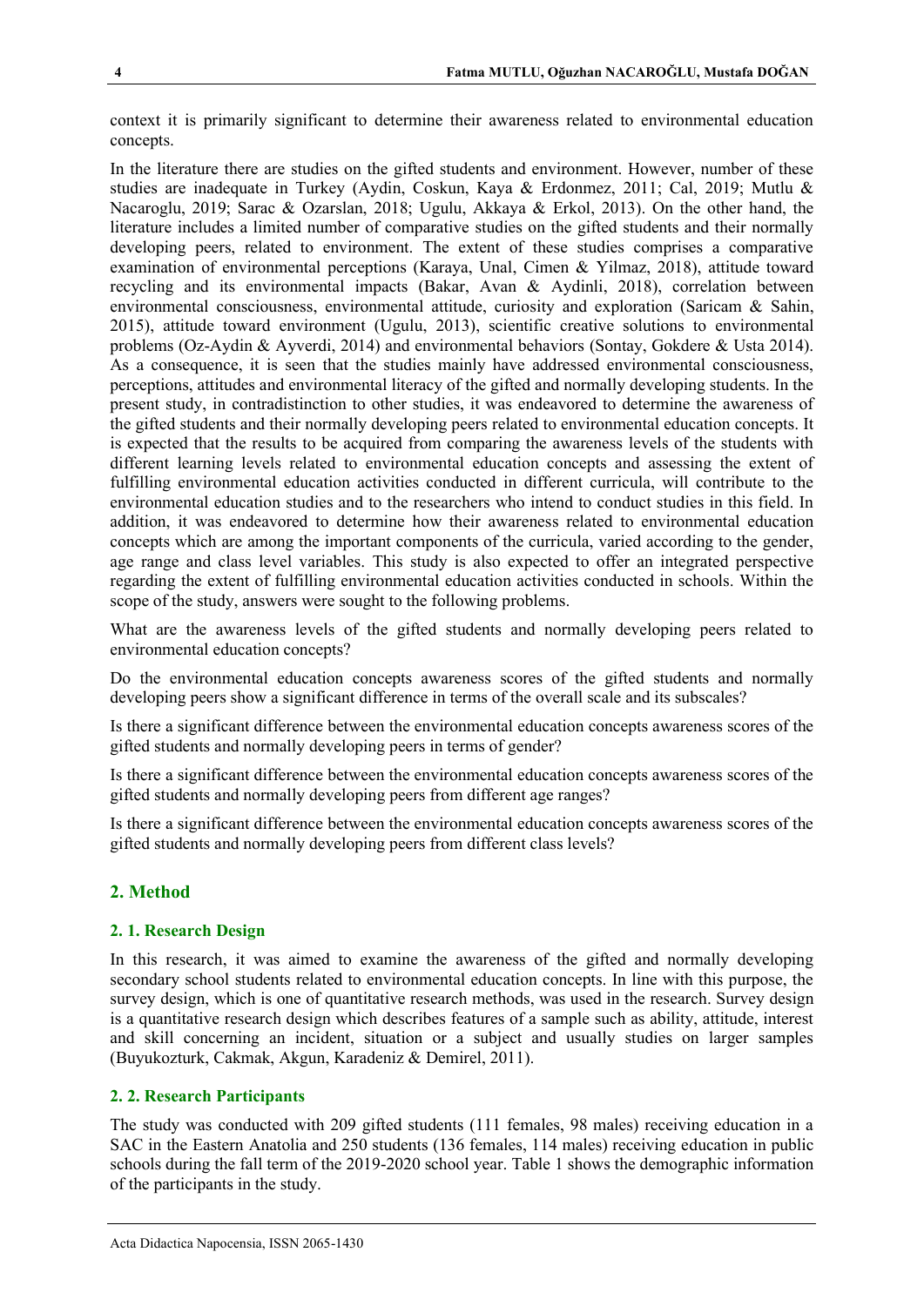context it is primarily significant to determine their awareness related to environmental education concepts.

In the literature there are studies on the gifted students and environment. However, number of these studies are inadequate in Turkey (Aydin, Coskun, Kaya & Erdonmez, 2011; Cal, 2019; Mutlu & Nacaroglu, 2019; Sarac & Ozarslan, 2018; Ugulu, Akkaya & Erkol, 2013). On the other hand, the literature includes a limited number of comparative studies on the gifted students and their normally developing peers, related to environment. The extent of these studies comprises a comparative examination of environmental perceptions (Karaya, Unal, Cimen & Yilmaz, 2018), attitude toward recycling and its environmental impacts (Bakar, Avan & Aydinli, 2018), correlation between environmental consciousness, environmental attitude, curiosity and exploration (Saricam & Sahin, 2015), attitude toward environment (Ugulu, 2013), scientific creative solutions to environmental problems (Oz-Aydin & Ayverdi, 2014) and environmental behaviors (Sontay, Gokdere & Usta 2014). As a consequence, it is seen that the studies mainly have addressed environmental consciousness, perceptions, attitudes and environmental literacy of the gifted and normally developing students. In the present study, in contradistinction to other studies, it was endeavored to determine the awareness of the gifted students and their normally developing peers related to environmental education concepts. It is expected that the results to be acquired from comparing the awareness levels of the students with different learning levels related to environmental education concepts and assessing the extent of fulfilling environmental education activities conducted in different curricula, will contribute to the environmental education studies and to the researchers who intend to conduct studies in this field. In addition, it was endeavored to determine how their awareness related to environmental education concepts which are among the important components of the curricula, varied according to the gender, age range and class level variables. This study is also expected to offer an integrated perspective regarding the extent of fulfilling environmental education activities conducted in schools. Within the scope of the study, answers were sought to the following problems.

What are the awareness levels of the gifted students and normally developing peers related to environmental education concepts?

Do the environmental education concepts awareness scores of the gifted students and normally developing peers show a significant difference in terms of the overall scale and its subscales?

Is there a significant difference between the environmental education concepts awareness scores of the gifted students and normally developing peers in terms of gender?

Is there a significant difference between the environmental education concepts awareness scores of the gifted students and normally developing peers from different age ranges?

Is there a significant difference between the environmental education concepts awareness scores of the gifted students and normally developing peers from different class levels?

## 2. Method

### 2. 1. Research Design

In this research, it was aimed to examine the awareness of the gifted and normally developing secondary school students related to environmental education concepts. In line with this purpose, the survey design, which is one of quantitative research methods, was used in the research. Survey design is a quantitative research design which describes features of a sample such as ability, attitude, interest and skill concerning an incident, situation or a subject and usually studies on larger samples (Buyukozturk, Cakmak, Akgun, Karadeniz & Demirel, 2011).

### 2. 2. Research Participants

The study was conducted with 209 gifted students (111 females, 98 males) receiving education in a SAC in the Eastern Anatolia and 250 students (136 females, 114 males) receiving education in public schools during the fall term of the 2019-2020 school year. Table 1 shows the demographic information of the participants in the study.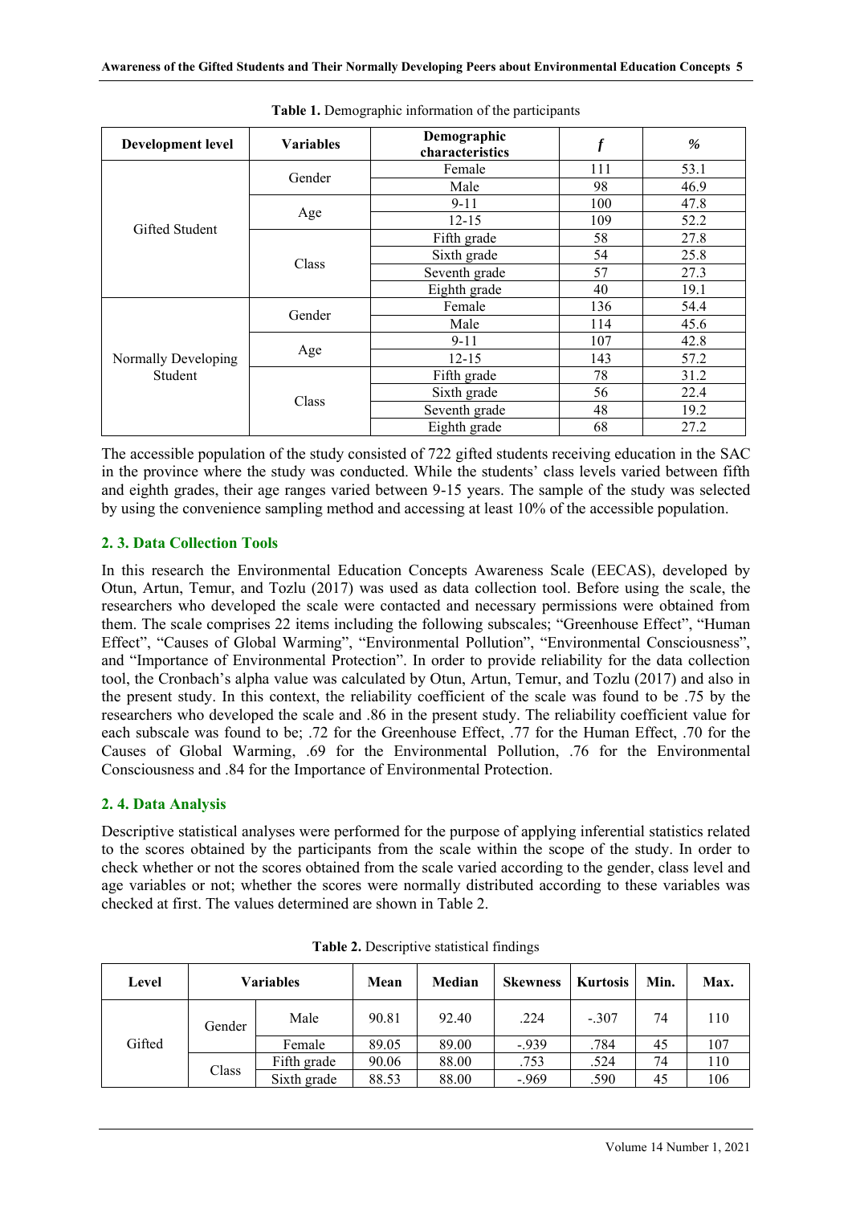**Table 1.** Demographic information of the participants

| Development level | Variables | Demographic characteristics | *f* | % |
|---|---|---|---|---|
| Gifted Student | Gender | Female | 111 | 53.1 |
| | | Male | 98 | 46.9 |
| | Age | 9-11 | 100 | 47.8 |
| | | 12-15 | 109 | 52.2 |
| | Class | Fifth grade | 58 | 27.8 |
| | | Sixth grade | 54 | 25.8 |
| | | Seventh grade | 57 | 27.3 |
| | | Eighth grade | 40 | 19.1 |
| Normally Developing Student | Gender | Female | 136 | 54.4 |
| | | Male | 114 | 45.6 |
| | Age | 9-11 | 107 | 42.8 |
| | | 12-15 | 143 | 57.2 |
| | Class | Fifth grade | 78 | 31.2 |
| | | Sixth grade | 56 | 22.4 |
| | | Seventh grade | 48 | 19.2 |
| | | Eighth grade | 68 | 27.2 |

The accessible population of the study consisted of 722 gifted students receiving education in the SAC in the province where the study was conducted. While the students' class levels varied between fifth and eighth grades, their age ranges varied between 9-15 years. The sample of the study was selected by using the convenience sampling method and accessing at least 10% of the accessible population.

## 2. 3. Data Collection Tools

In this research the Environmental Education Concepts Awareness Scale (EECAS), developed by Otun, Artun, Temur, and Tozlu (2017) was used as data collection tool. Before using the scale, the researchers who developed the scale were contacted and necessary permissions were obtained from them. The scale comprises 22 items including the following subscales; "Greenhouse Effect", "Human Effect", "Causes of Global Warming", "Environmental Pollution", "Environmental Consciousness", and "Importance of Environmental Protection". In order to provide reliability for the data collection tool, the Cronbach's alpha value was calculated by Otun, Artun, Temur, and Tozlu (2017) and also in the present study. In this context, the reliability coefficient of the scale was found to be .75 by the researchers who developed the scale and .86 in the present study. The reliability coefficient value for each subscale was found to be; .72 for the Greenhouse Effect, .77 for the Human Effect, .70 for the Causes of Global Warming, .69 for the Environmental Pollution, .76 for the Environmental Consciousness and .84 for the Importance of Environmental Protection.

## 2. 4. Data Analysis

Descriptive statistical analyses were performed for the purpose of applying inferential statistics related to the scores obtained by the participants from the scale within the scope of the study. In order to check whether or not the scores obtained from the scale varied according to the gender, class level and age variables or not; whether the scores were normally distributed according to these variables was checked at first. The values determined are shown in Table 2.

**Table 2.** Descriptive statistical findings

| Level | Variables | | Mean | Median | Skewness | Kurtosis | Min. | Max. |
|---|---|---|---|---|---|---|---|---|
| Gifted | Gender | Male | 90.81 | 92.40 | .224 | -.307 | 74 | 110 |
| | | Female | 89.05 | 89.00 | -.939 | .784 | 45 | 107 |
| | Class | Fifth grade | 90.06 | 88.00 | .753 | .524 | 74 | 110 |
| | | Sixth grade | 88.53 | 88.00 | -.969 | .590 | 45 | 106 |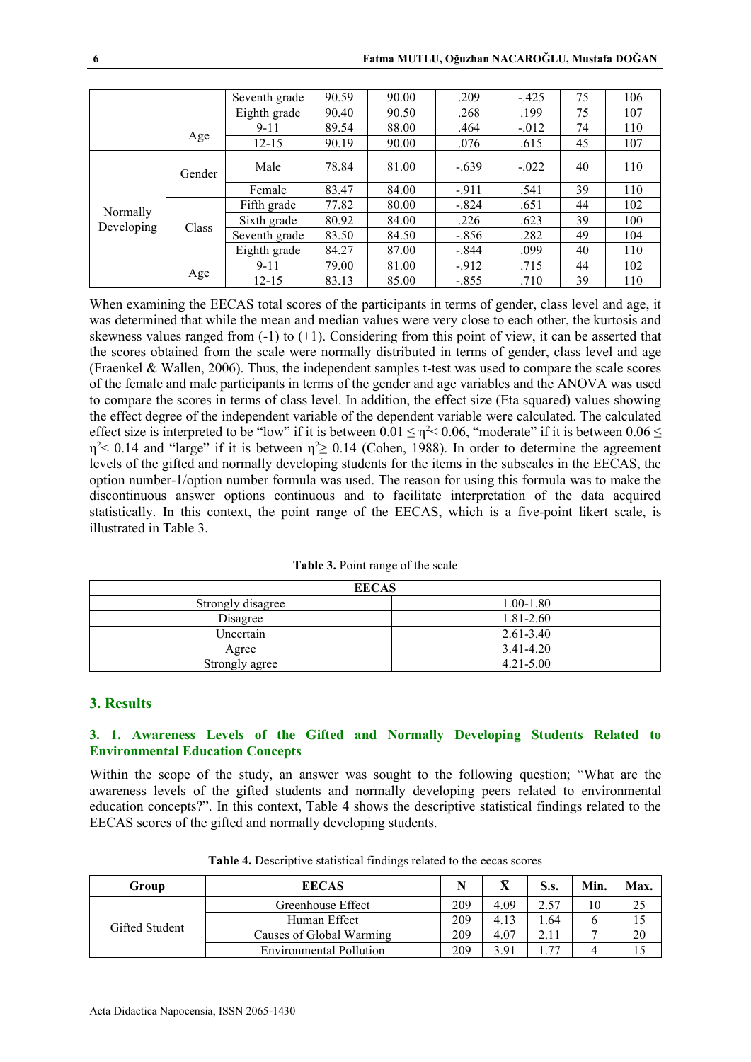|  |  |  |  |  |  |  |  |  |
|---|---|---|---|---|---|---|---|---|
|  |  | Seventh grade | 90.59 | 90.00 | .209 | -.425 | 75 | 106 |
|  |  | Eighth grade | 90.40 | 90.50 | .268 | .199 | 75 | 107 |
|  | Age | 9-11 | 89.54 | 88.00 | .464 | -.012 | 74 | 110 |
|  |  | 12-15 | 90.19 | 90.00 | .076 | .615 | 45 | 107 |
| Normally Developing | Gender | Male | 78.84 | 81.00 | -.639 | -.022 | 40 | 110 |
|  |  | Female | 83.47 | 84.00 | -.911 | .541 | 39 | 110 |
|  | Class | Fifth grade | 77.82 | 80.00 | -.824 | .651 | 44 | 102 |
|  |  | Sixth grade | 80.92 | 84.00 | .226 | .623 | 39 | 100 |
|  |  | Seventh grade | 83.50 | 84.50 | -.856 | .282 | 49 | 104 |
|  |  | Eighth grade | 84.27 | 87.00 | -.844 | .099 | 40 | 110 |
|  | Age | 9-11 | 79.00 | 81.00 | -.912 | .715 | 44 | 102 |
|  |  | 12-15 | 83.13 | 85.00 | -.855 | .710 | 39 | 110 |

When examining the EECAS total scores of the participants in terms of gender, class level and age, it was determined that while the mean and median values were very close to each other, the kurtosis and skewness values ranged from (-1) to (+1). Considering from this point of view, it can be asserted that the scores obtained from the scale were normally distributed in terms of gender, class level and age (Fraenkel & Wallen, 2006). Thus, the independent samples t-test was used to compare the scale scores of the female and male participants in terms of the gender and age variables and the ANOVA was used to compare the scores in terms of class level. In addition, the effect size (Eta squared) values showing the effect degree of the independent variable of the dependent variable were calculated. The calculated effect size is interpreted to be "low" if it is between $0.01 \leq \eta^2 < 0.06$, "moderate" if it is between $0.06 \leq \eta^2 < 0.14$ and "large" if it is between $\eta^2 \geq 0.14$ (Cohen, 1988). In order to determine the agreement levels of the gifted and normally developing students for the items in the subscales in the EECAS, the option number-1/option number formula was used. The reason for using this formula was to make the discontinuous answer options continuous and to facilitate interpretation of the data acquired statistically. In this context, the point range of the EECAS, which is a five-point likert scale, is illustrated in Table 3.

**Table 3.** Point range of the scale

| EECAS |  |
|---|---|
| Strongly disagree | 1.00-1.80 |
| Disagree | 1.81-2.60 |
| Uncertain | 2.61-3.40 |
| Agree | 3.41-4.20 |
| Strongly agree | 4.21-5.00 |

## 3. Results

### 3. 1. Awareness Levels of the Gifted and Normally Developing Students Related to Environmental Education Concepts

Within the scope of the study, an answer was sought to the following question; "What are the awareness levels of the gifted students and normally developing peers related to environmental education concepts?". In this context, Table 4 shows the descriptive statistical findings related to the EECAS scores of the gifted and normally developing students.

**Table 4.** Descriptive statistical findings related to the eecas scores

| Group | EECAS | N | $\bar{X}$ | S.s. | Min. | Max. |
|---|---|---|---|---|---|---|
| Gifted Student | Greenhouse Effect | 209 | 4.09 | 2.57 | 10 | 25 |
|  | Human Effect | 209 | 4.13 | 1.64 | 6 | 15 |
|  | Causes of Global Warming | 209 | 4.07 | 2.11 | 7 | 20 |
|  | Environmental Pollution | 209 | 3.91 | 1.77 | 4 | 15 |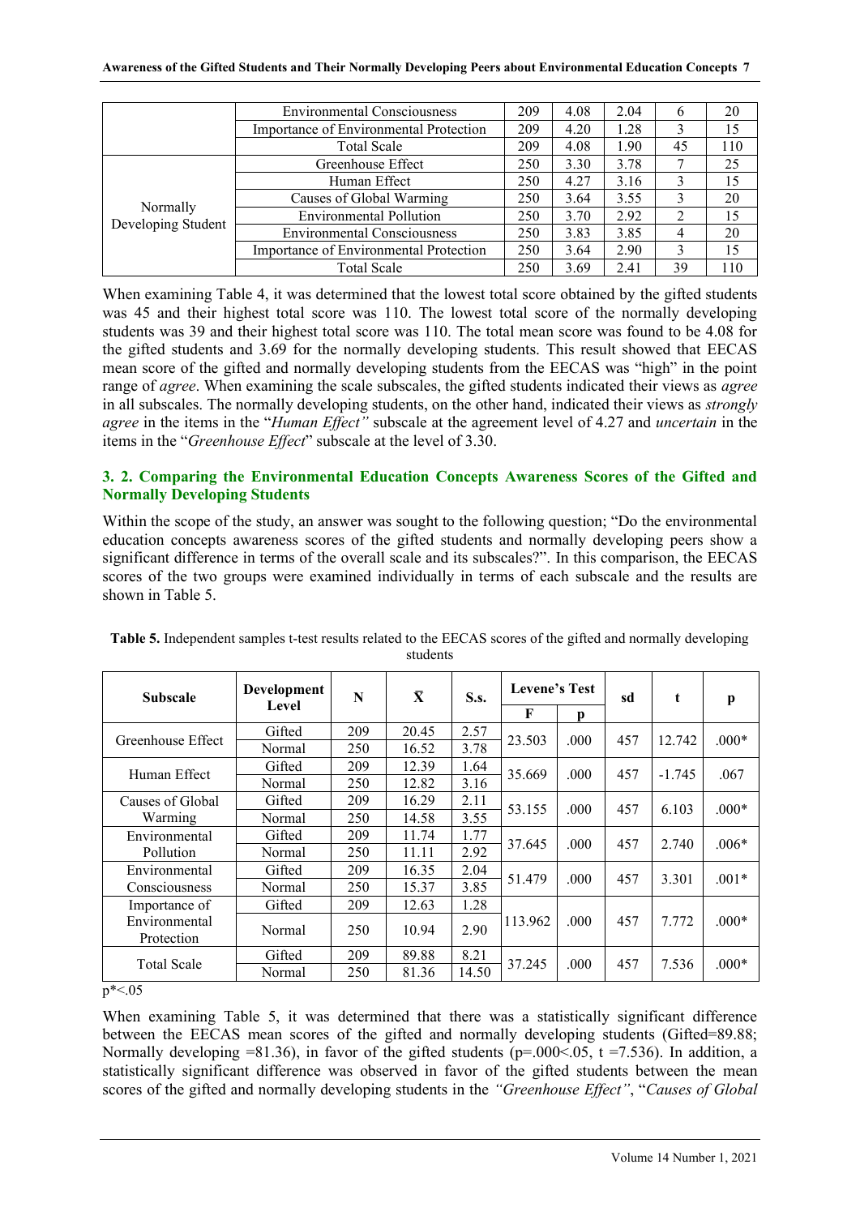|  | Environmental Consciousness | 209 | 4.08 | 2.04 | 6 | 20 |
|---|---|---|---|---|---|---|
|  | Importance of Environmental Protection | 209 | 4.20 | 1.28 | 3 | 15 |
|  | Total Scale | 209 | 4.08 | 1.90 | 45 | 110 |
| Normally Developing Student | Greenhouse Effect | 250 | 3.30 | 3.78 | 7 | 25 |
|  | Human Effect | 250 | 4.27 | 3.16 | 3 | 15 |
|  | Causes of Global Warming | 250 | 3.64 | 3.55 | 3 | 20 |
|  | Environmental Pollution | 250 | 3.70 | 2.92 | 2 | 15 |
|  | Environmental Consciousness | 250 | 3.83 | 3.85 | 4 | 20 |
|  | Importance of Environmental Protection | 250 | 3.64 | 2.90 | 3 | 15 |
|  | Total Scale | 250 | 3.69 | 2.41 | 39 | 110 |

When examining Table 4, it was determined that the lowest total score obtained by the gifted students was 45 and their highest total score was 110. The lowest total score of the normally developing students was 39 and their highest total score was 110. The total mean score was found to be 4.08 for the gifted students and 3.69 for the normally developing students. This result showed that EECAS mean score of the gifted and normally developing students from the EECAS was "high" in the point range of *agree*. When examining the scale subscales, the gifted students indicated their views as *agree* in all subscales. The normally developing students, on the other hand, indicated their views as *strongly agree* in the items in the "*Human Effect"* subscale at the agreement level of 4.27 and *uncertain* in the items in the "*Greenhouse Effect*" subscale at the level of 3.30.

### 3. 2. Comparing the Environmental Education Concepts Awareness Scores of the Gifted and Normally Developing Students

Within the scope of the study, an answer was sought to the following question; "Do the environmental education concepts awareness scores of the gifted students and normally developing peers show a significant difference in terms of the overall scale and its subscales?". In this comparison, the EECAS scores of the two groups were examined individually in terms of each subscale and the results are shown in Table 5.

**Table 5.** Independent samples t-test results related to the EECAS scores of the gifted and normally developing students

| Subscale | Development Level | N | $\bar{X}$ | S.s. | Levene's Test |  | sd | t | p |
|---|---|---|---|---|---|---|---|---|---|
|  |  |  |  |  | F | p |  |  |  |
| Greenhouse Effect | Gifted | 209 | 20.45 | 2.57 | 23.503 | .000 | 457 | 12.742 | .000* |
|  | Normal | 250 | 16.52 | 3.78 |  |  |  |  |  |
| Human Effect | Gifted | 209 | 12.39 | 1.64 | 35.669 | .000 | 457 | -1.745 | .067 |
|  | Normal | 250 | 12.82 | 3.16 |  |  |  |  |  |
| Causes of Global Warming | Gifted | 209 | 16.29 | 2.11 | 53.155 | .000 | 457 | 6.103 | .000* |
|  | Normal | 250 | 14.58 | 3.55 |  |  |  |  |  |
| Environmental Pollution | Gifted | 209 | 11.74 | 1.77 | 37.645 | .000 | 457 | 2.740 | .006* |
|  | Normal | 250 | 11.11 | 2.92 |  |  |  |  |  |
| Environmental Consciousness | Gifted | 209 | 16.35 | 2.04 | 51.479 | .000 | 457 | 3.301 | .001* |
|  | Normal | 250 | 15.37 | 3.85 |  |  |  |  |  |
| Importance of Environmental Protection | Gifted | 209 | 12.63 | 1.28 | 113.962 | .000 | 457 | 7.772 | .000* |
|  | Normal | 250 | 10.94 | 2.90 |  |  |  |  |  |
| Total Scale | Gifted | 209 | 89.88 | 8.21 | 37.245 | .000 | 457 | 7.536 | .000* |
|  | Normal | 250 | 81.36 | 14.50 |  |  |  |  |  |

p*<.05

When examining Table 5, it was determined that there was a statistically significant difference between the EECAS mean scores of the gifted and normally developing students (Gifted=89.88; Normally developing =81.36), in favor of the gifted students (p=.000<.05, t =7.536). In addition, a statistically significant difference was observed in favor of the gifted students between the mean scores of the gifted and normally developing students in the *"Greenhouse Effect"*, "*Causes of Global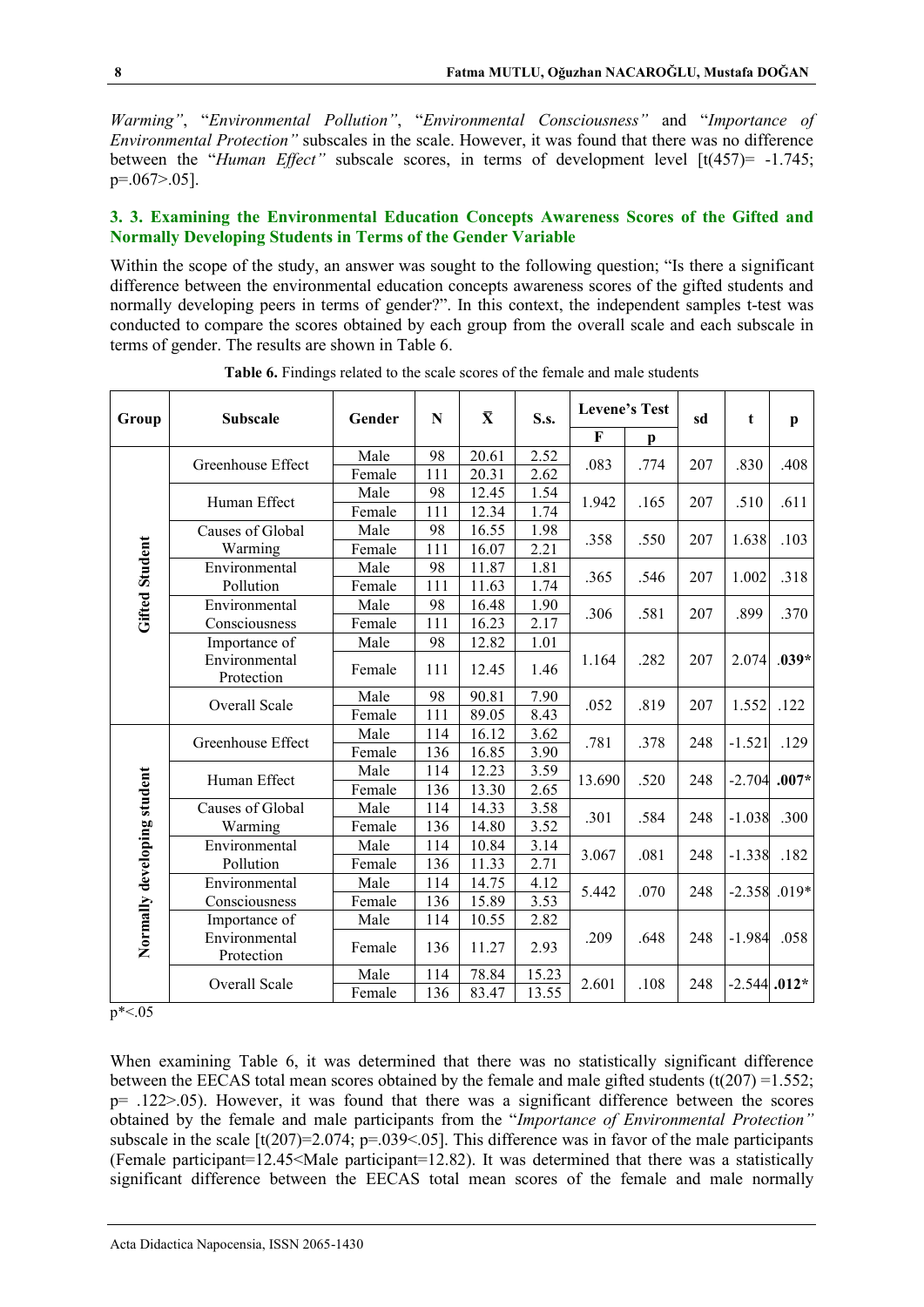*Warming"*, "*Environmental Pollution"*, "*Environmental Consciousness"* and "*Importance of Environmental Protection"* subscales in the scale. However, it was found that there was no difference between the "*Human Effect"* subscale scores, in terms of development level [t(457)= -1.745; p=.067>.05].

### 3. 3. Examining the Environmental Education Concepts Awareness Scores of the Gifted and Normally Developing Students in Terms of the Gender Variable

Within the scope of the study, an answer was sought to the following question; "Is there a significant difference between the environmental education concepts awareness scores of the gifted students and normally developing peers in terms of gender?". In this context, the independent samples t-test was conducted to compare the scores obtained by each group from the overall scale and each subscale in terms of gender. The results are shown in Table 6.

**Table 6.** Findings related to the scale scores of the female and male students

| Group | Subscale | Gender | N | $\bar{X}$ | S.s. | Levene's Test | | sd | t | p |
|---|---|---|---|---|---|---|---|---|---|---|
| | | | | | | F | p | | | |
| Gifted Student | Greenhouse Effect | Male | 98 | 20.61 | 2.52 | .083 | .774 | 207 | .830 | .408 |
| | | Female | 111 | 20.31 | 2.62 | | | | | |
| | Human Effect | Male | 98 | 12.45 | 1.54 | 1.942 | .165 | 207 | .510 | .611 |
| | | Female | 111 | 12.34 | 1.74 | | | | | |
| | Causes of Global Warming | Male | 98 | 16.55 | 1.98 | .358 | .550 | 207 | 1.638 | .103 |
| | | Female | 111 | 16.07 | 2.21 | | | | | |
| | Environmental Pollution | Male | 98 | 11.87 | 1.81 | .365 | .546 | 207 | 1.002 | .318 |
| | | Female | 111 | 11.63 | 1.74 | | | | | |
| | Environmental Consciousness | Male | 98 | 16.48 | 1.90 | .306 | .581 | 207 | .899 | .370 |
| | | Female | 111 | 16.23 | 2.17 | | | | | |
| | Importance of Environmental Protection | Male | 98 | 12.82 | 1.01 | 1.164 | .282 | 207 | 2.074 | **.039*** |
| | | Female | 111 | 12.45 | 1.46 | | | | | |
| | Overall Scale | Male | 98 | 90.81 | 7.90 | .052 | .819 | 207 | 1.552 | .122 |
| | | Female | 111 | 89.05 | 8.43 | | | | | |
| Normally developing student | Greenhouse Effect | Male | 114 | 16.12 | 3.62 | .781 | .378 | 248 | -1.521 | .129 |
| | | Female | 136 | 16.85 | 3.90 | | | | | |
| | Human Effect | Male | 114 | 12.23 | 3.59 | 13.690 | .520 | 248 | -2.704 | **.007*** |
| | | Female | 136 | 13.30 | 2.65 | | | | | |
| | Causes of Global Warming | Male | 114 | 14.33 | 3.58 | .301 | .584 | 248 | -1.038 | .300 |
| | | Female | 136 | 14.80 | 3.52 | | | | | |
| | Environmental Pollution | Male | 114 | 10.84 | 3.14 | 3.067 | .081 | 248 | -1.338 | .182 |
| | | Female | 136 | 11.33 | 2.71 | | | | | |
| | Environmental Consciousness | Male | 114 | 14.75 | 4.12 | 5.442 | .070 | 248 | -2.358 | .019* |
| | | Female | 136 | 15.89 | 3.53 | | | | | |
| | Importance of Environmental Protection | Male | 114 | 10.55 | 2.82 | .209 | .648 | 248 | -1.984 | .058 |
| | | Female | 136 | 11.27 | 2.93 | | | | | |
| | Overall Scale | Male | 114 | 78.84 | 15.23 | 2.601 | .108 | 248 | -2.544 | **.012*** |
| | | Female | 136 | 83.47 | 13.55 | | | | | |

p*<.05

When examining Table 6, it was determined that there was no statistically significant difference between the EECAS total mean scores obtained by the female and male gifted students (t(207) =1.552; p= .122>.05). However, it was found that there was a significant difference between the scores obtained by the female and male participants from the "*Importance of Environmental Protection"* subscale in the scale [t(207)=2.074; p=.039<.05]. This difference was in favor of the male participants (Female participant=12.45<Male participant=12.82). It was determined that there was a statistically significant difference between the EECAS total mean scores of the female and male normally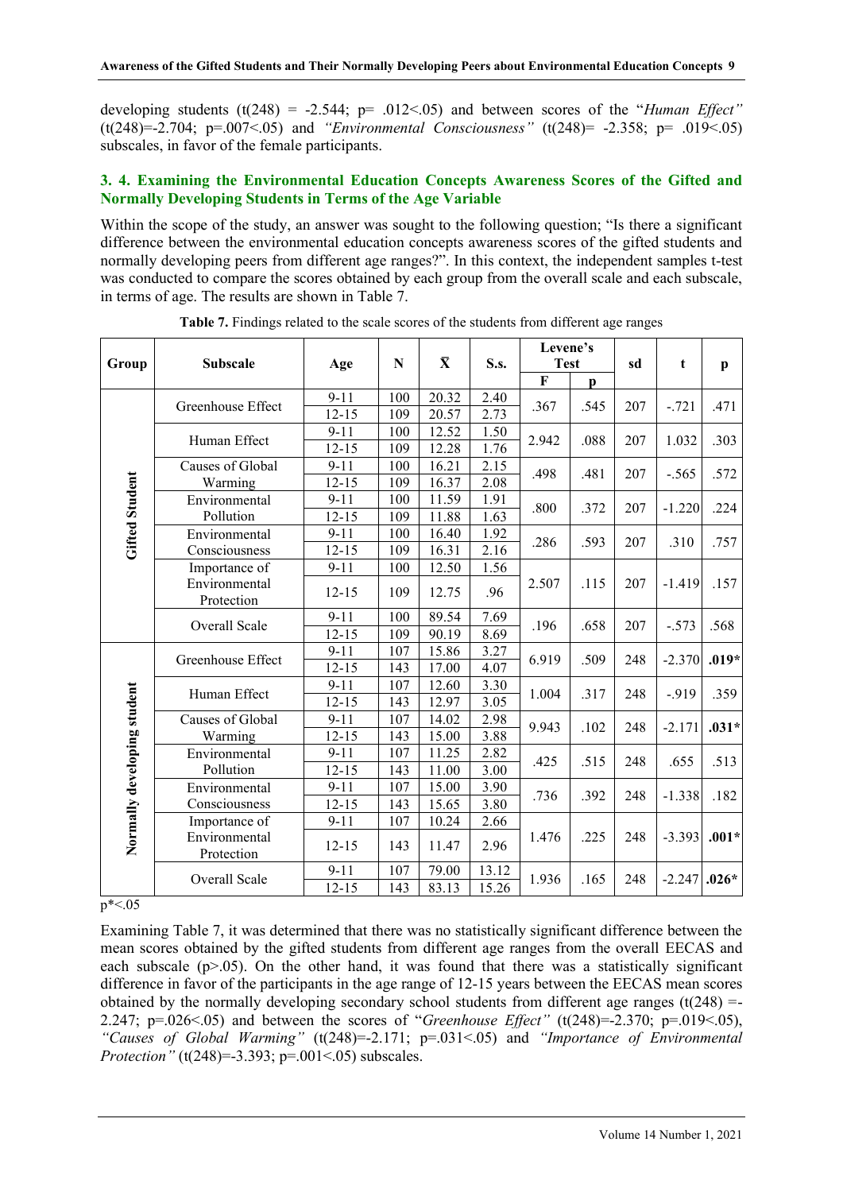developing students (t(248) = -2.544; p= .012<.05) and between scores of the "*Human Effect"* (t(248)=-2.704; p=.007<.05) and *"Environmental Consciousness"* (t(248)= -2.358; p= .019<.05) subscales, in favor of the female participants.

### 3. 4. Examining the Environmental Education Concepts Awareness Scores of the Gifted and Normally Developing Students in Terms of the Age Variable

Within the scope of the study, an answer was sought to the following question; "Is there a significant difference between the environmental education concepts awareness scores of the gifted students and normally developing peers from different age ranges?". In this context, the independent samples t-test was conducted to compare the scores obtained by each group from the overall scale and each subscale, in terms of age. The results are shown in Table 7.

**Table 7.** Findings related to the scale scores of the students from different age ranges

| Group | Subscale | Age | N | $\bar{X}$ | S.s. | Levene's Test | | sd | t | p |
|---|---|---|---|---|---|---|---|---|---|---|
| | | | | | | F | p | | | |
| Gifted Student | Greenhouse Effect | 9-11 | 100 | 20.32 | 2.40 | .367 | .545 | 207 | -.721 | .471 |
| | | 12-15 | 109 | 20.57 | 2.73 | | | | | |
| | Human Effect | 9-11 | 100 | 12.52 | 1.50 | 2.942 | .088 | 207 | 1.032 | .303 |
| | | 12-15 | 109 | 12.28 | 1.76 | | | | | |
| | Causes of Global Warming | 9-11 | 100 | 16.21 | 2.15 | .498 | .481 | 207 | -.565 | .572 |
| | | 12-15 | 109 | 16.37 | 2.08 | | | | | |
| | Environmental Pollution | 9-11 | 100 | 11.59 | 1.91 | .800 | .372 | 207 | -1.220 | .224 |
| | | 12-15 | 109 | 11.88 | 1.63 | | | | | |
| | Environmental Consciousness | 9-11 | 100 | 16.40 | 1.92 | .286 | .593 | 207 | .310 | .757 |
| | | 12-15 | 109 | 16.31 | 2.16 | | | | | |
| | Importance of Environmental Protection | 9-11 | 100 | 12.50 | 1.56 | 2.507 | .115 | 207 | -1.419 | .157 |
| | | 12-15 | 109 | 12.75 | .96 | | | | | |
| | Overall Scale | 9-11 | 100 | 89.54 | 7.69 | .196 | .658 | 207 | -.573 | .568 |
| | | 12-15 | 109 | 90.19 | 8.69 | | | | | |
| Normally developing student | Greenhouse Effect | 9-11 | 107 | 15.86 | 3.27 | 6.919 | .509 | 248 | -2.370 | **.019*** |
| | | 12-15 | 143 | 17.00 | 4.07 | | | | | |
| | Human Effect | 9-11 | 107 | 12.60 | 3.30 | 1.004 | .317 | 248 | -.919 | .359 |
| | | 12-15 | 143 | 12.97 | 3.05 | | | | | |
| | Causes of Global Warming | 9-11 | 107 | 14.02 | 2.98 | 9.943 | .102 | 248 | -2.171 | **.031*** |
| | | 12-15 | 143 | 15.00 | 3.88 | | | | | |
| | Environmental Pollution | 9-11 | 107 | 11.25 | 2.82 | .425 | .515 | 248 | .655 | .513 |
| | | 12-15 | 143 | 11.00 | 3.00 | | | | | |
| | Environmental Consciousness | 9-11 | 107 | 15.00 | 3.90 | .736 | .392 | 248 | -1.338 | .182 |
| | | 12-15 | 143 | 15.65 | 3.80 | | | | | |
| | Importance of Environmental Protection | 9-11 | 107 | 10.24 | 2.66 | 1.476 | .225 | 248 | -3.393 | **.001*** |
| | | 12-15 | 143 | 11.47 | 2.96 | | | | | |
| | Overall Scale | 9-11 | 107 | 79.00 | 13.12 | 1.936 | .165 | 248 | -2.247 | **.026*** |
| | | 12-15 | 143 | 83.13 | 15.26 | | | | | |

p*<.05

Examining Table 7, it was determined that there was no statistically significant difference between the mean scores obtained by the gifted students from different age ranges from the overall EECAS and each subscale (p>.05). On the other hand, it was found that there was a statistically significant difference in favor of the participants in the age range of 12-15 years between the EECAS mean scores obtained by the normally developing secondary school students from different age ranges (t(248) =-2.247; p=.026<.05) and between the scores of "*Greenhouse Effect"* (t(248)=-2.370; p=.019<.05), *"Causes of Global Warming"* (t(248)=-2.171; p=.031<.05) and *"Importance of Environmental Protection"* (t(248)=-3.393; p=.001<.05) subscales.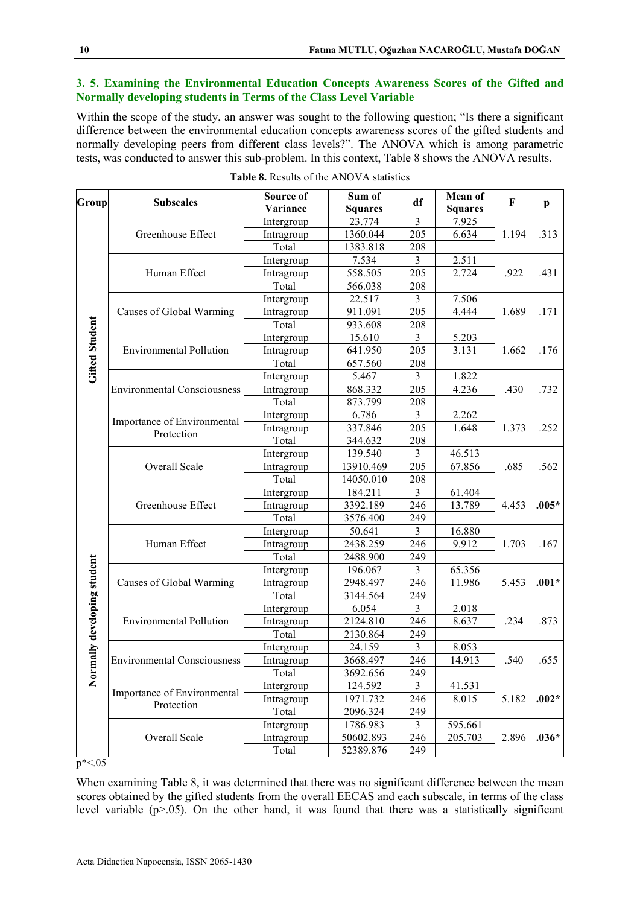### 3. 5. Examining the Environmental Education Concepts Awareness Scores of the Gifted and Normally developing students in Terms of the Class Level Variable

Within the scope of the study, an answer was sought to the following question; "Is there a significant difference between the environmental education concepts awareness scores of the gifted students and normally developing peers from different class levels?". The ANOVA which is among parametric tests, was conducted to answer this sub-problem. In this context, Table 8 shows the ANOVA results.

**Table 8.** Results of the ANOVA statistics

| Group | Subscales | Source of Variance | Sum of Squares | df | Mean of Squares | F | p |
|---|---|---|---|---|---|---|---|
| Gifted Student | Greenhouse Effect | Intergroup | 23.774 | 3 | 7.925 | 1.194 | .313 |
| | | Intragroup | 1360.044 | 205 | 6.634 | | |
| | | Total | 1383.818 | 208 | | | |
| | Human Effect | Intergroup | 7.534 | 3 | 2.511 | .922 | .431 |
| | | Intragroup | 558.505 | 205 | 2.724 | | |
| | | Total | 566.038 | 208 | | | |
| | Causes of Global Warming | Intergroup | 22.517 | 3 | 7.506 | 1.689 | .171 |
| | | Intragroup | 911.091 | 205 | 4.444 | | |
| | | Total | 933.608 | 208 | | | |
| | Environmental Pollution | Intergroup | 15.610 | 3 | 5.203 | 1.662 | .176 |
| | | Intragroup | 641.950 | 205 | 3.131 | | |
| | | Total | 657.560 | 208 | | | |
| | Environmental Consciousness | Intergroup | 5.467 | 3 | 1.822 | .430 | .732 |
| | | Intragroup | 868.332 | 205 | 4.236 | | |
| | | Total | 873.799 | 208 | | | |
| | Importance of Environmental Protection | Intergroup | 6.786 | 3 | 2.262 | 1.373 | .252 |
| | | Intragroup | 337.846 | 205 | 1.648 | | |
| | | Total | 344.632 | 208 | | | |
| | Overall Scale | Intergroup | 139.540 | 3 | 46.513 | .685 | .562 |
| | | Intragroup | 13910.469 | 205 | 67.856 | | |
| | | Total | 14050.010 | 208 | | | |
| Normally developing student | Greenhouse Effect | Intergroup | 184.211 | 3 | 61.404 | 4.453 | **.005*** |
| | | Intragroup | 3392.189 | 246 | 13.789 | | |
| | | Total | 3576.400 | 249 | | | |
| | Human Effect | Intergroup | 50.641 | 3 | 16.880 | 1.703 | .167 |
| | | Intragroup | 2438.259 | 246 | 9.912 | | |
| | | Total | 2488.900 | 249 | | | |
| | Causes of Global Warming | Intergroup | 196.067 | 3 | 65.356 | 5.453 | **.001*** |
| | | Intragroup | 2948.497 | 246 | 11.986 | | |
| | | Total | 3144.564 | 249 | | | |
| | Environmental Pollution | Intergroup | 6.054 | 3 | 2.018 | .234 | .873 |
| | | Intragroup | 2124.810 | 246 | 8.637 | | |
| | | Total | 2130.864 | 249 | | | |
| | Environmental Consciousness | Intergroup | 24.159 | 3 | 8.053 | .540 | .655 |
| | | Intragroup | 3668.497 | 246 | 14.913 | | |
| | | Total | 3692.656 | 249 | | | |
| | Importance of Environmental Protection | Intergroup | 124.592 | 3 | 41.531 | 5.182 | **.002*** |
| | | Intragroup | 1971.732 | 246 | 8.015 | | |
| | | Total | 2096.324 | 249 | | | |
| | Overall Scale | Intergroup | 1786.983 | 3 | 595.661 | 2.896 | **.036*** |
| | | Intragroup | 50602.893 | 246 | 205.703 | | |
| | | Total | 52389.876 | 249 | | | |

$p^* < .05$

When examining Table 8, it was determined that there was no significant difference between the mean scores obtained by the gifted students from the overall EECAS and each subscale, in terms of the class level variable ($p > .05$). On the other hand, it was found that there was a statistically significant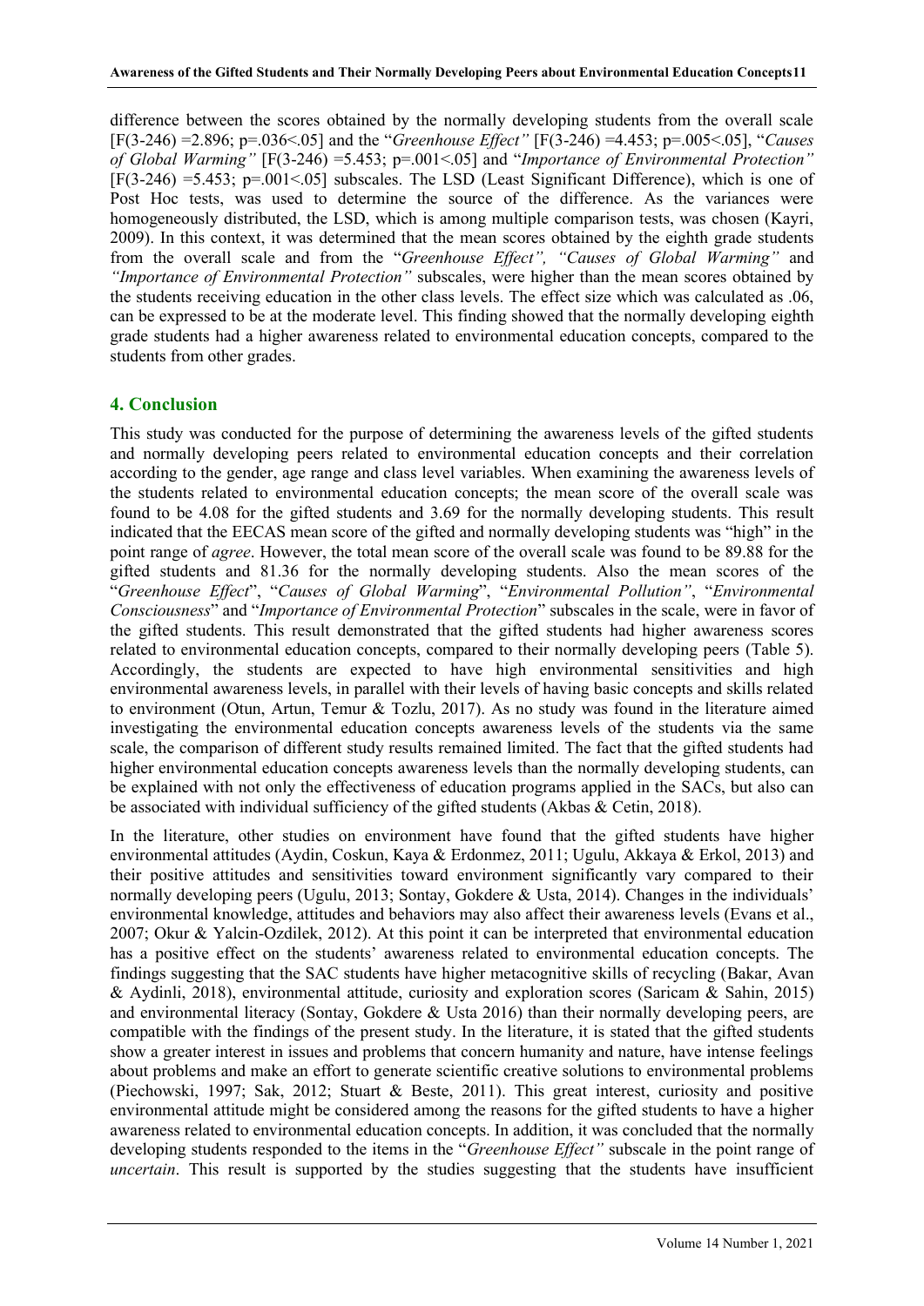difference between the scores obtained by the normally developing students from the overall scale [$F(3\text{-}246) = 2.896$; $p = .036 < .05$] and the "*Greenhouse Effect"* [$F(3\text{-}246) = 4.453$; $p = .005 < .05$], "*Causes of Global Warming"* [$F(3\text{-}246) = 5.453$; $p = .001 < .05$] and "*Importance of Environmental Protection"* [$F(3\text{-}246) = 5.453$; $p = .001 < .05$] subscales. The LSD (Least Significant Difference), which is one of Post Hoc tests, was used to determine the source of the difference. As the variances were homogeneously distributed, the LSD, which is among multiple comparison tests, was chosen (Kayri, 2009). In this context, it was determined that the mean scores obtained by the eighth grade students from the overall scale and from the "*Greenhouse Effect", "Causes of Global Warming"* and *"Importance of Environmental Protection"* subscales, were higher than the mean scores obtained by the students receiving education in the other class levels. The effect size which was calculated as .06, can be expressed to be at the moderate level. This finding showed that the normally developing eighth grade students had a higher awareness related to environmental education concepts, compared to the students from other grades.

## 4. Conclusion

This study was conducted for the purpose of determining the awareness levels of the gifted students and normally developing peers related to environmental education concepts and their correlation according to the gender, age range and class level variables. When examining the awareness levels of the students related to environmental education concepts; the mean score of the overall scale was found to be 4.08 for the gifted students and 3.69 for the normally developing students. This result indicated that the EECAS mean score of the gifted and normally developing students was "high" in the point range of *agree*. However, the total mean score of the overall scale was found to be 89.88 for the gifted students and 81.36 for the normally developing students. Also the mean scores of the "*Greenhouse Effect*", "*Causes of Global Warming*", "*Environmental Pollution"*, "*Environmental Consciousness*" and "*Importance of Environmental Protection*" subscales in the scale, were in favor of the gifted students. This result demonstrated that the gifted students had higher awareness scores related to environmental education concepts, compared to their normally developing peers (Table 5). Accordingly, the students are expected to have high environmental sensitivities and high environmental awareness levels, in parallel with their levels of having basic concepts and skills related to environment (Otun, Artun, Temur & Tozlu, 2017). As no study was found in the literature aimed investigating the environmental education concepts awareness levels of the students via the same scale, the comparison of different study results remained limited. The fact that the gifted students had higher environmental education concepts awareness levels than the normally developing students, can be explained with not only the effectiveness of education programs applied in the SACs, but also can be associated with individual sufficiency of the gifted students (Akbas & Cetin, 2018).

In the literature, other studies on environment have found that the gifted students have higher environmental attitudes (Aydin, Coskun, Kaya & Erdonmez, 2011; Ugulu, Akkaya & Erkol, 2013) and their positive attitudes and sensitivities toward environment significantly vary compared to their normally developing peers (Ugulu, 2013; Sontay, Gokdere & Usta, 2014). Changes in the individuals' environmental knowledge, attitudes and behaviors may also affect their awareness levels (Evans et al., 2007; Okur & Yalcin-Ozdilek, 2012). At this point it can be interpreted that environmental education has a positive effect on the students' awareness related to environmental education concepts. The findings suggesting that the SAC students have higher metacognitive skills of recycling (Bakar, Avan & Aydinli, 2018), environmental attitude, curiosity and exploration scores (Saricam & Sahin, 2015) and environmental literacy (Sontay, Gokdere & Usta 2016) than their normally developing peers, are compatible with the findings of the present study. In the literature, it is stated that the gifted students show a greater interest in issues and problems that concern humanity and nature, have intense feelings about problems and make an effort to generate scientific creative solutions to environmental problems (Piechowski, 1997; Sak, 2012; Stuart & Beste, 2011). This great interest, curiosity and positive environmental attitude might be considered among the reasons for the gifted students to have a higher awareness related to environmental education concepts. In addition, it was concluded that the normally developing students responded to the items in the "*Greenhouse Effect"* subscale in the point range of *uncertain*. This result is supported by the studies suggesting that the students have insufficient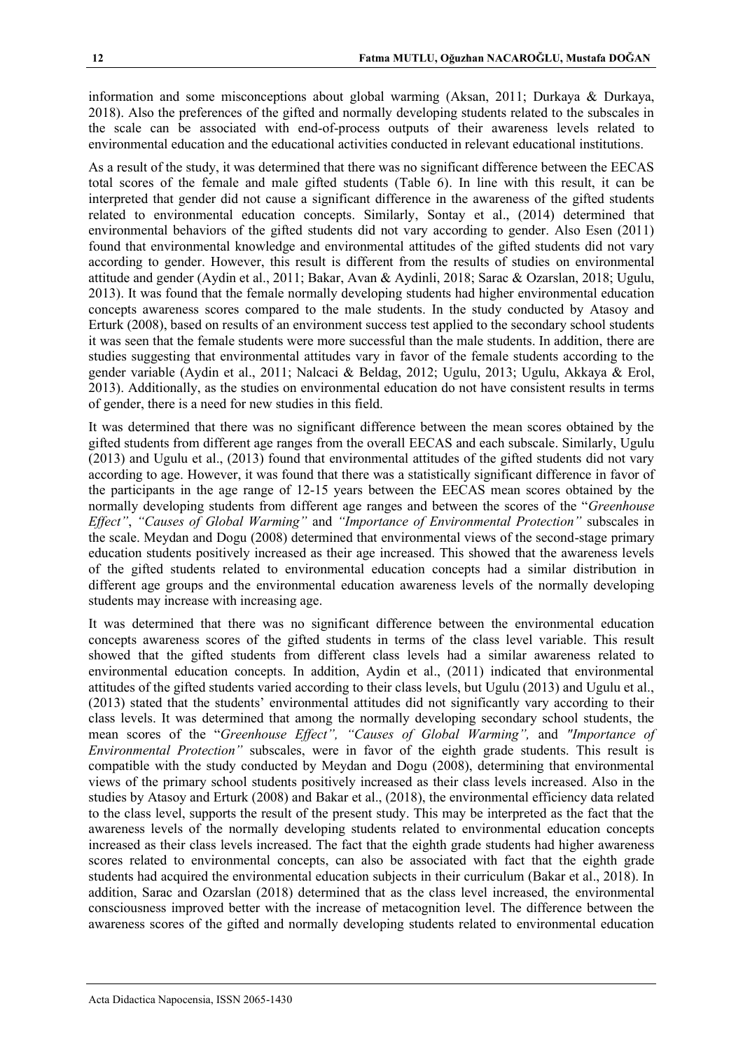information and some misconceptions about global warming (Aksan, 2011; Durkaya & Durkaya, 2018). Also the preferences of the gifted and normally developing students related to the subscales in the scale can be associated with end-of-process outputs of their awareness levels related to environmental education and the educational activities conducted in relevant educational institutions.

As a result of the study, it was determined that there was no significant difference between the EECAS total scores of the female and male gifted students (Table 6). In line with this result, it can be interpreted that gender did not cause a significant difference in the awareness of the gifted students related to environmental education concepts. Similarly, Sontay et al., (2014) determined that environmental behaviors of the gifted students did not vary according to gender. Also Esen (2011) found that environmental knowledge and environmental attitudes of the gifted students did not vary according to gender. However, this result is different from the results of studies on environmental attitude and gender (Aydin et al., 2011; Bakar, Avan & Aydinli, 2018; Sarac & Ozarslan, 2018; Ugulu, 2013). It was found that the female normally developing students had higher environmental education concepts awareness scores compared to the male students. In the study conducted by Atasoy and Erturk (2008), based on results of an environment success test applied to the secondary school students it was seen that the female students were more successful than the male students. In addition, there are studies suggesting that environmental attitudes vary in favor of the female students according to the gender variable (Aydin et al., 2011; Nalcaci & Beldag, 2012; Ugulu, 2013; Ugulu, Akkaya & Erol, 2013). Additionally, as the studies on environmental education do not have consistent results in terms of gender, there is a need for new studies in this field.

It was determined that there was no significant difference between the mean scores obtained by the gifted students from different age ranges from the overall EECAS and each subscale. Similarly, Ugulu (2013) and Ugulu et al., (2013) found that environmental attitudes of the gifted students did not vary according to age. However, it was found that there was a statistically significant difference in favor of the participants in the age range of 12-15 years between the EECAS mean scores obtained by the normally developing students from different age ranges and between the scores of the "*Greenhouse Effect*", *"Causes of Global Warming"* and *"Importance of Environmental Protection"* subscales in the scale. Meydan and Dogu (2008) determined that environmental views of the second-stage primary education students positively increased as their age increased. This showed that the awareness levels of the gifted students related to environmental education concepts had a similar distribution in different age groups and the environmental education awareness levels of the normally developing students may increase with increasing age.

It was determined that there was no significant difference between the environmental education concepts awareness scores of the gifted students in terms of the class level variable. This result showed that the gifted students from different class levels had a similar awareness related to environmental education concepts. In addition, Aydin et al., (2011) indicated that environmental attitudes of the gifted students varied according to their class levels, but Ugulu (2013) and Ugulu et al., (2013) stated that the students' environmental attitudes did not significantly vary according to their class levels. It was determined that among the normally developing secondary school students, the mean scores of the "*Greenhouse Effect", "Causes of Global Warming",* and *"Importance of Environmental Protection"* subscales, were in favor of the eighth grade students. This result is compatible with the study conducted by Meydan and Dogu (2008), determining that environmental views of the primary school students positively increased as their class levels increased. Also in the studies by Atasoy and Erturk (2008) and Bakar et al., (2018), the environmental efficiency data related to the class level, supports the result of the present study. This may be interpreted as the fact that the awareness levels of the normally developing students related to environmental education concepts increased as their class levels increased. The fact that the eighth grade students had higher awareness scores related to environmental concepts, can also be associated with fact that the eighth grade students had acquired the environmental education subjects in their curriculum (Bakar et al., 2018). In addition, Sarac and Ozarslan (2018) determined that as the class level increased, the environmental consciousness improved better with the increase of metacognition level. The difference between the awareness scores of the gifted and normally developing students related to environmental education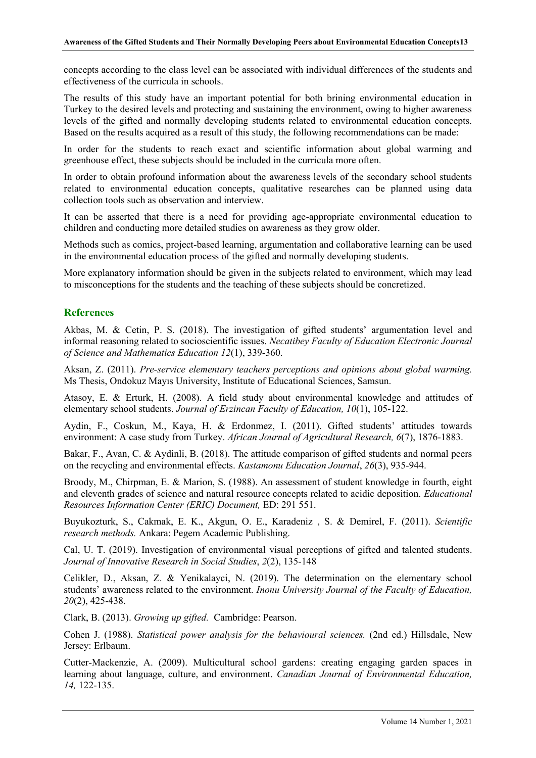concepts according to the class level can be associated with individual differences of the students and effectiveness of the curricula in schools.

The results of this study have an important potential for both brining environmental education in Turkey to the desired levels and protecting and sustaining the environment, owing to higher awareness levels of the gifted and normally developing students related to environmental education concepts. Based on the results acquired as a result of this study, the following recommendations can be made:

In order for the students to reach exact and scientific information about global warming and greenhouse effect, these subjects should be included in the curricula more often.

In order to obtain profound information about the awareness levels of the secondary school students related to environmental education concepts, qualitative researches can be planned using data collection tools such as observation and interview.

It can be asserted that there is a need for providing age-appropriate environmental education to children and conducting more detailed studies on awareness as they grow older.

Methods such as comics, project-based learning, argumentation and collaborative learning can be used in the environmental education process of the gifted and normally developing students.

More explanatory information should be given in the subjects related to environment, which may lead to misconceptions for the students and the teaching of these subjects should be concretized.

## References

Akbas, M. & Cetin, P. S. (2018). The investigation of gifted students' argumentation level and informal reasoning related to socioscientific issues. *Necatibey Faculty of Education Electronic Journal of Science and Mathematics Education 12*(1), 339-360.

Aksan, Z. (2011). *Pre-service elementary teachers perceptions and opinions about global warming.* Ms Thesis, Ondokuz Mayıs University, Institute of Educational Sciences, Samsun.

Atasoy, E. & Erturk, H. (2008). A field study about environmental knowledge and attitudes of elementary school students. *Journal of Erzincan Faculty of Education, 10*(1), 105-122.

Aydin, F., Coskun, M., Kaya, H. & Erdonmez, I. (2011). Gifted students' attitudes towards environment: A case study from Turkey. *African Journal of Agricultural Research, 6*(7), 1876-1883.

Bakar, F., Avan, C. & Aydinli, B. (2018). The attitude comparison of gifted students and normal peers on the recycling and environmental effects. *Kastamonu Education Journal*, *26*(3), 935-944.

Broody, M., Chirpman, E. & Marion, S. (1988). An assessment of student knowledge in fourth, eight and eleventh grades of science and natural resource concepts related to acidic deposition. *Educational Resources Information Center (ERIC) Document,* ED: 291 551.

Buyukozturk, S., Cakmak, E. K., Akgun, O. E., Karadeniz , S. & Demirel, F. (2011). *Scientific research methods.* Ankara: Pegem Academic Publishing.

Cal, U. T. (2019). Investigation of environmental visual perceptions of gifted and talented students. *Journal of Innovative Research in Social Studies*, *2*(2), 135-148

Celikler, D., Aksan, Z. & Yenikalayci, N. (2019). The determination on the elementary school students' awareness related to the environment. *Inonu University Journal of the Faculty of Education, 20*(2), 425-438.

Clark, B. (2013). *Growing up gifted.* Cambridge: Pearson.

Cohen J. (1988). *Statistical power analysis for the behavioural sciences.* (2nd ed.) Hillsdale, New Jersey: Erlbaum.

Cutter-Mackenzie, A. (2009). Multicultural school gardens: creating engaging garden spaces in learning about language, culture, and environment. *Canadian Journal of Environmental Education, 14,* 122-135.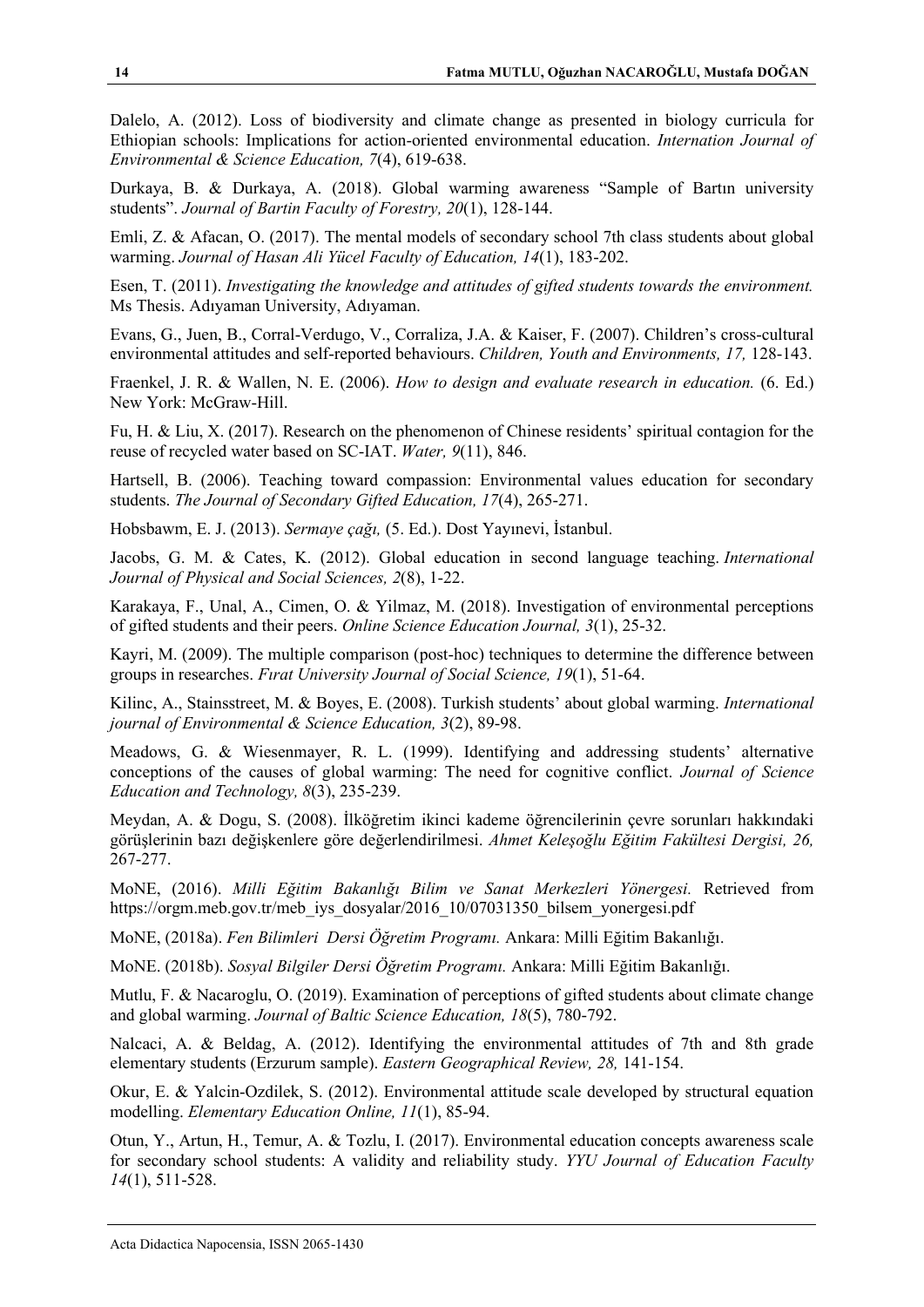Dalelo, A. (2012). Loss of biodiversity and climate change as presented in biology curricula for Ethiopian schools: Implications for action-oriented environmental education. *Internation Journal of Environmental & Science Education, 7*(4), 619-638.

Durkaya, B. & Durkaya, A. (2018). Global warming awareness "Sample of Bartın university students". *Journal of Bartin Faculty of Forestry, 20*(1), 128-144.

Emli, Z. & Afacan, O. (2017). The mental models of secondary school 7th class students about global warming. *Journal of Hasan Ali Yücel Faculty of Education, 14*(1), 183-202.

Esen, T. (2011). *Investigating the knowledge and attitudes of gifted students towards the environment.* Ms Thesis. Adıyaman University, Adıyaman.

Evans, G., Juen, B., Corral-Verdugo, V., Corraliza, J.A. & Kaiser, F. (2007). Children's cross-cultural environmental attitudes and self-reported behaviours. *Children, Youth and Environments, 17,* 128-143.

Fraenkel, J. R. & Wallen, N. E. (2006). *How to design and evaluate research in education.* (6. Ed.) New York: McGraw-Hill.

Fu, H. & Liu, X. (2017). Research on the phenomenon of Chinese residents' spiritual contagion for the reuse of recycled water based on SC-IAT. *Water, 9*(11), 846.

Hartsell, B. (2006). Teaching toward compassion: Environmental values education for secondary students. *The Journal of Secondary Gifted Education, 17*(4), 265-271.

Hobsbawm, E. J. (2013). *Sermaye çağı,* (5. Ed.). Dost Yayınevi, İstanbul.

Jacobs, G. M. & Cates, K. (2012). Global education in second language teaching. *International Journal of Physical and Social Sciences, 2*(8), 1-22.

Karakaya, F., Unal, A., Cimen, O. & Yilmaz, M. (2018). Investigation of environmental perceptions of gifted students and their peers. *Online Science Education Journal, 3*(1), 25-32.

Kayri, M. (2009). The multiple comparison (post-hoc) techniques to determine the difference between groups in researches. *Fırat University Journal of Social Science, 19*(1), 51-64.

Kilinc, A., Stainsstreet, M. & Boyes, E. (2008). Turkish students' about global warming. *International journal of Environmental & Science Education, 3*(2), 89-98.

Meadows, G. & Wiesenmayer, R. L. (1999). Identifying and addressing students' alternative conceptions of the causes of global warming: The need for cognitive conflict. *Journal of Science Education and Technology, 8*(3), 235-239.

Meydan, A. & Dogu, S. (2008). İlköğretim ikinci kademe öğrencilerinin çevre sorunları hakkındaki görüşlerinin bazı değişkenlere göre değerlendirilmesi. *Ahmet Keleşoğlu Eğitim Fakültesi Dergisi, 26,* 267-277.

MoNE, (2016). *Milli Eğitim Bakanlığı Bilim ve Sanat Merkezleri Yönergesi.* Retrieved from https://orgm.meb.gov.tr/meb_iys_dosyalar/2016_10/07031350_bilsem_yonergesi.pdf

MoNE, (2018a). *Fen Bilimleri Dersi Öğretim Programı.* Ankara: Milli Eğitim Bakanlığı.

MoNE. (2018b). *Sosyal Bilgiler Dersi Öğretim Programı.* Ankara: Milli Eğitim Bakanlığı.

Mutlu, F. & Nacaroglu, O. (2019). Examination of perceptions of gifted students about climate change and global warming. *Journal of Baltic Science Education, 18*(5), 780-792.

Nalcaci, A. & Beldag, A. (2012). Identifying the environmental attitudes of 7th and 8th grade elementary students (Erzurum sample). *Eastern Geographical Review, 28,* 141-154.

Okur, E. & Yalcin-Ozdilek, S. (2012). Environmental attitude scale developed by structural equation modelling. *Elementary Education Online, 11*(1), 85-94.

Otun, Y., Artun, H., Temur, A. & Tozlu, I. (2017). Environmental education concepts awareness scale for secondary school students: A validity and reliability study. *YYU Journal of Education Faculty 14*(1), 511-528.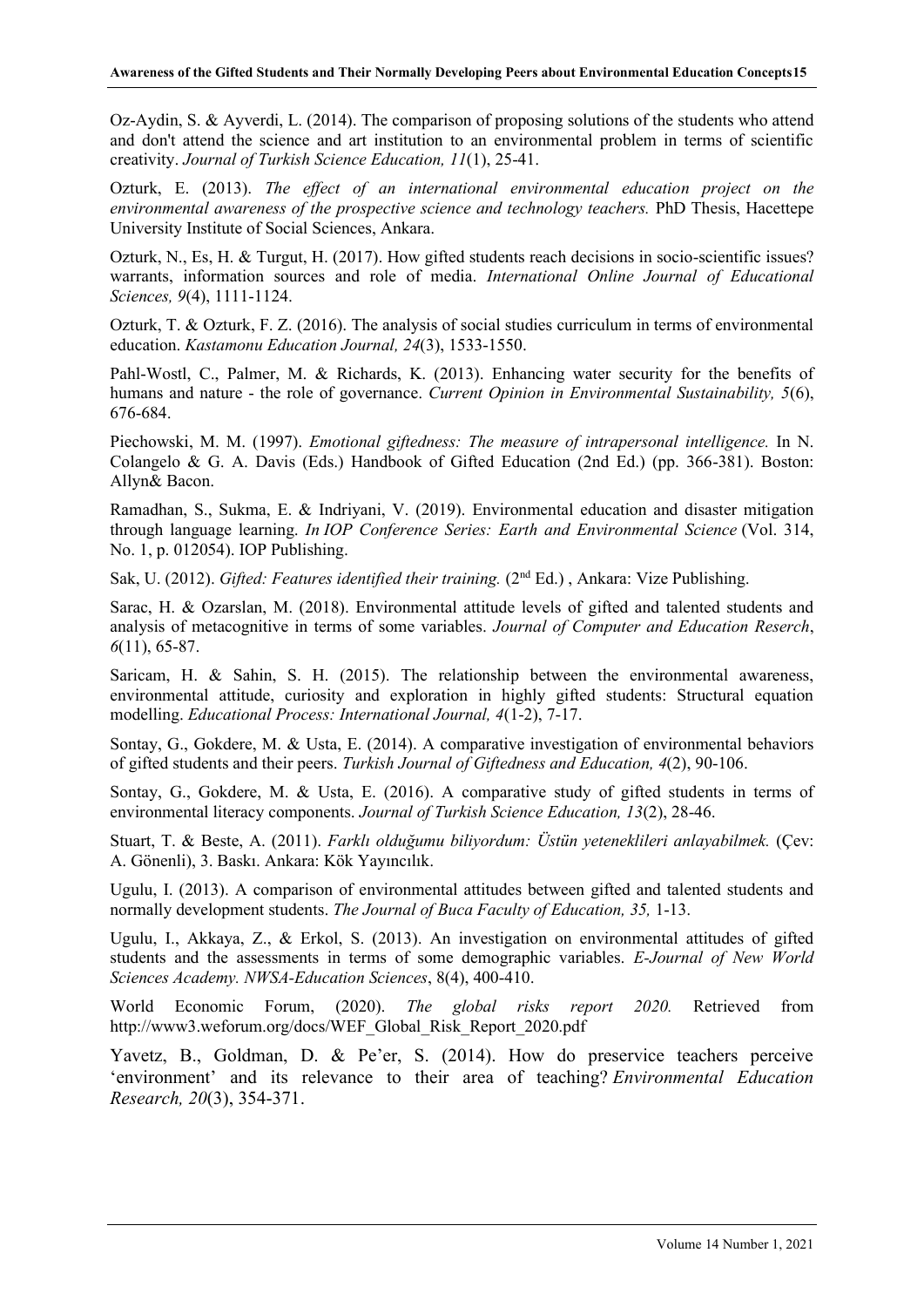Oz-Aydin, S. & Ayverdi, L. (2014). The comparison of proposing solutions of the students who attend and don't attend the science and art institution to an environmental problem in terms of scientific creativity. *Journal of Turkish Science Education, 11*(1), 25-41.

Ozturk, E. (2013). *The effect of an international environmental education project on the environmental awareness of the prospective science and technology teachers.* PhD Thesis, Hacettepe University Institute of Social Sciences, Ankara.

Ozturk, N., Es, H. & Turgut, H. (2017). How gifted students reach decisions in socio-scientific issues? warrants, information sources and role of media. *International Online Journal of Educational Sciences, 9*(4), 1111-1124.

Ozturk, T. & Ozturk, F. Z. (2016). The analysis of social studies curriculum in terms of environmental education. *Kastamonu Education Journal, 24*(3), 1533-1550.

Pahl-Wostl, C., Palmer, M. & Richards, K. (2013). Enhancing water security for the benefits of humans and nature - the role of governance. *Current Opinion in Environmental Sustainability, 5*(6), 676-684.

Piechowski, M. M. (1997). *Emotional giftedness: The measure of intrapersonal intelligence.* In N. Colangelo & G. A. Davis (Eds.) Handbook of Gifted Education (2nd Ed.) (pp. 366-381). Boston: Allyn& Bacon.

Ramadhan, S., Sukma, E. & Indriyani, V. (2019). Environmental education and disaster mitigation through language learning. *In IOP Conference Series: Earth and Environmental Science* (Vol. 314, No. 1, p. 012054). IOP Publishing.

Sak, U. (2012). *Gifted: Features identified their training.* (2nd Ed.) , Ankara: Vize Publishing.

Sarac, H. & Ozarslan, M. (2018). Environmental attitude levels of gifted and talented students and analysis of metacognitive in terms of some variables. *Journal of Computer and Education Reserch*, *6*(11), 65-87.

Saricam, H. & Sahin, S. H. (2015). The relationship between the environmental awareness, environmental attitude, curiosity and exploration in highly gifted students: Structural equation modelling. *Educational Process: International Journal, 4*(1-2), 7-17.

Sontay, G., Gokdere, M. & Usta, E. (2014). A comparative investigation of environmental behaviors of gifted students and their peers. *Turkish Journal of Giftedness and Education, 4*(2), 90-106.

Sontay, G., Gokdere, M. & Usta, E. (2016). A comparative study of gifted students in terms of environmental literacy components. *Journal of Turkish Science Education, 13*(2), 28-46.

Stuart, T. & Beste, A. (2011). *Farklı olduğumu biliyordum: Üstün yeteneklileri anlayabilmek.* (Çev: A. Gönenli), 3. Baskı. Ankara: Kök Yayıncılık.

Ugulu, I. (2013). A comparison of environmental attitudes between gifted and talented students and normally development students. *The Journal of Buca Faculty of Education, 35,* 1-13.

Ugulu, I., Akkaya, Z., & Erkol, S. (2013). An investigation on environmental attitudes of gifted students and the assessments in terms of some demographic variables. *E-Journal of New World Sciences Academy. NWSA-Education Sciences*, 8(4), 400-410.

World Economic Forum, (2020). *The global risks report 2020.* Retrieved from http://www3.weforum.org/docs/WEF_Global_Risk_Report_2020.pdf

Yavetz, B., Goldman, D. & Pe'er, S. (2014). How do preservice teachers perceive 'environment' and its relevance to their area of teaching? *Environmental Education Research, 20*(3), 354-371.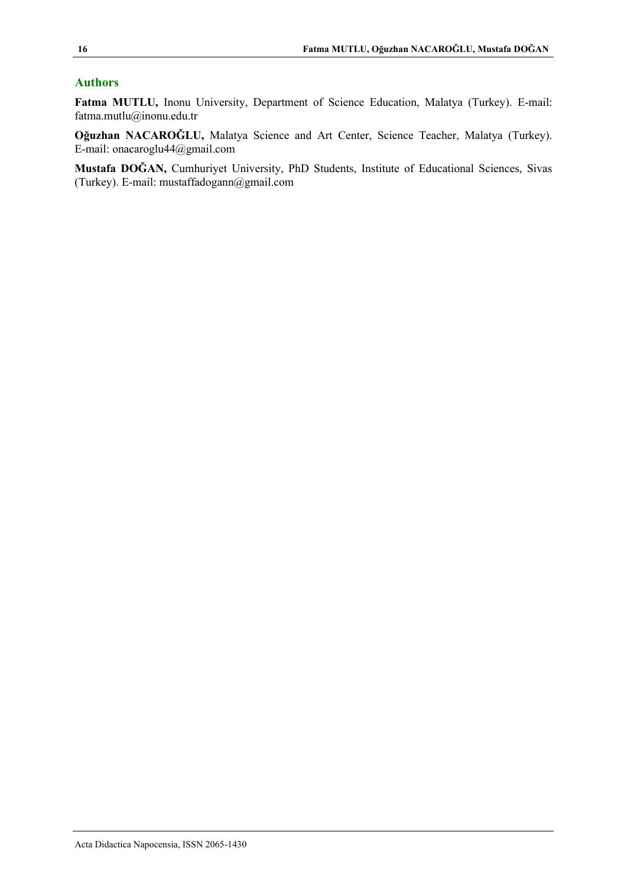## Authors

**Fatma MUTLU,** Inonu University, Department of Science Education, Malatya (Turkey). E-mail: fatma.mutlu@inonu.edu.tr

**Oğuzhan NACAROĞLU,** Malatya Science and Art Center, Science Teacher, Malatya (Turkey). E-mail: onacaroglu44@gmail.com

**Mustafa DOĞAN,** Cumhuriyet University, PhD Students, Institute of Educational Sciences, Sivas (Turkey). E-mail: mustaffadogann@gmail.com